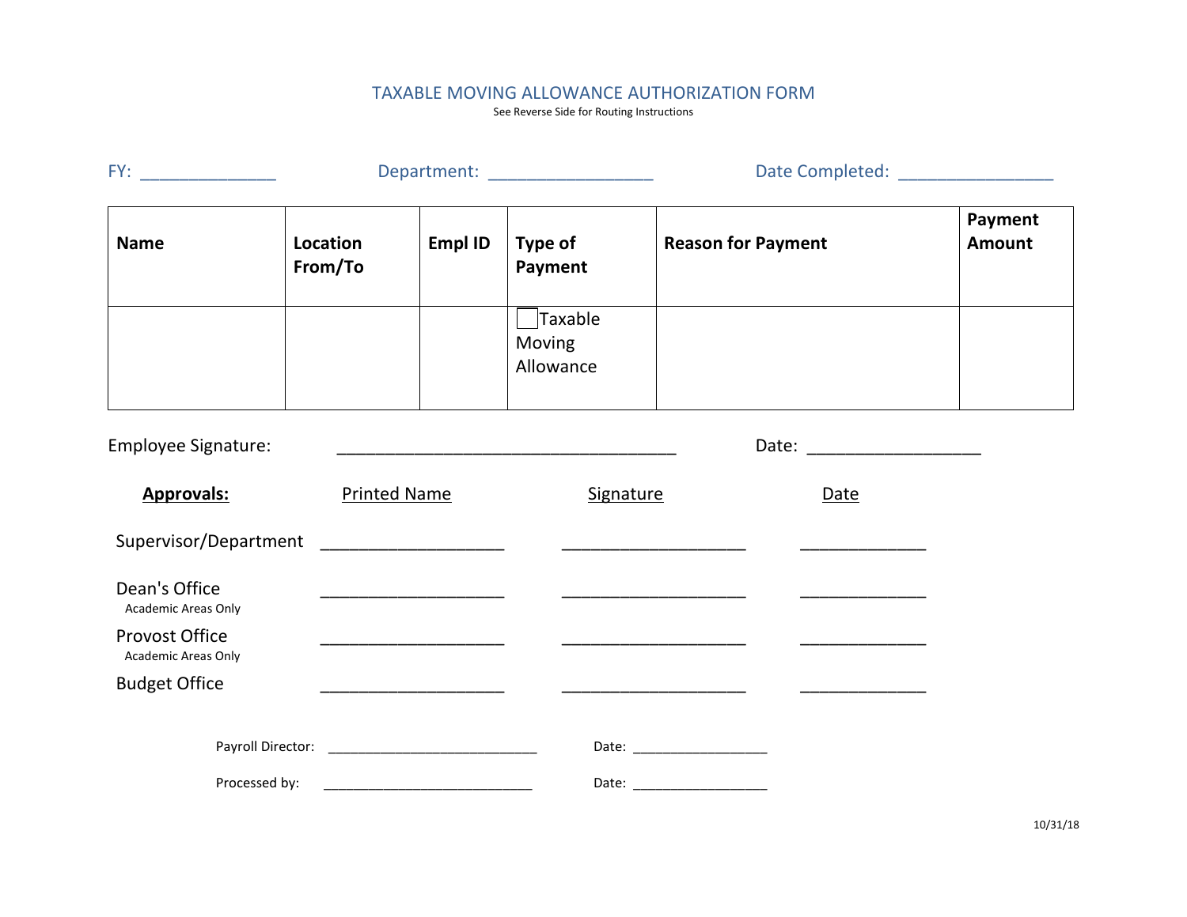# TAXABLE MOVING ALLOWANCE AUTHORIZATION FORM

See Reverse Side for Routing Instructions

FY: ______________ Department: _________________ Date Completed: ________________

| Name | Location From/To | Empl ID | Type of Payment | Reason for Payment | Payment Amount |
|---|---|---|---|---|---|
| | | | ☐ Taxable Moving Allowance | | |

Employee Signature: ____________________________________ Date: __________________

| **Approvals:** | Printed Name | Signature | Date |
|---|---|---|---|
| Supervisor/Department | ____________________ | ____________________ | _____________ |
| Dean's Office<br>Academic Areas Only | ____________________ | ____________________ | _____________ |
| Provost Office<br>Academic Areas Only | ____________________ | ____________________ | _____________ |
| Budget Office | ____________________ | ____________________ | _____________ |

Payroll Director: ____________________________ Date: __________________

Processed by: ____________________________ Date: __________________

10/31/18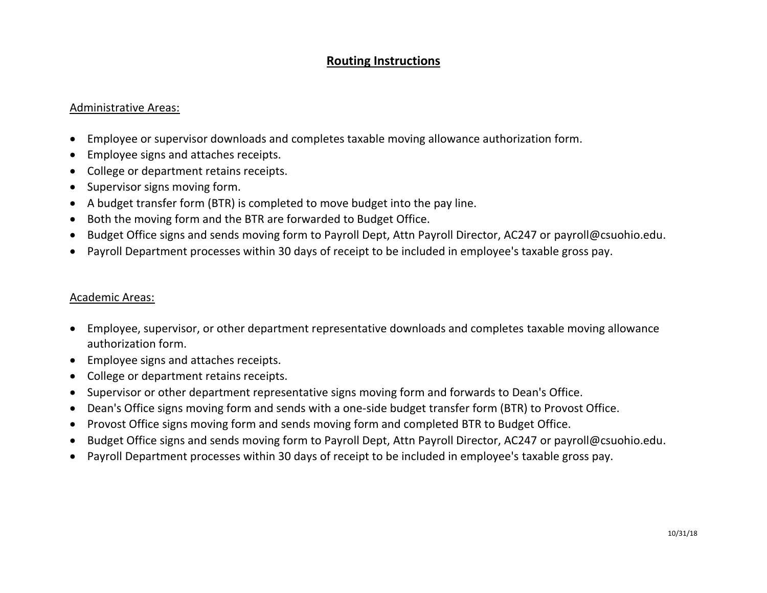# Routing Instructions

## Administrative Areas:

- Employee or supervisor downloads and completes taxable moving allowance authorization form.
- Employee signs and attaches receipts.
- College or department retains receipts.
- Supervisor signs moving form.
- A budget transfer form (BTR) is completed to move budget into the pay line.
- Both the moving form and the BTR are forwarded to Budget Office.
- Budget Office signs and sends moving form to Payroll Dept, Attn Payroll Director, AC247 or payroll@csuohio.edu.
- Payroll Department processes within 30 days of receipt to be included in employee's taxable gross pay.

## Academic Areas:

- Employee, supervisor, or other department representative downloads and completes taxable moving allowance authorization form.
- Employee signs and attaches receipts.
- College or department retains receipts.
- Supervisor or other department representative signs moving form and forwards to Dean's Office.
- Dean's Office signs moving form and sends with a one-side budget transfer form (BTR) to Provost Office.
- Provost Office signs moving form and sends moving form and completed BTR to Budget Office.
- Budget Office signs and sends moving form to Payroll Dept, Attn Payroll Director, AC247 or payroll@csuohio.edu.
- Payroll Department processes within 30 days of receipt to be included in employee's taxable gross pay.

10/31/18